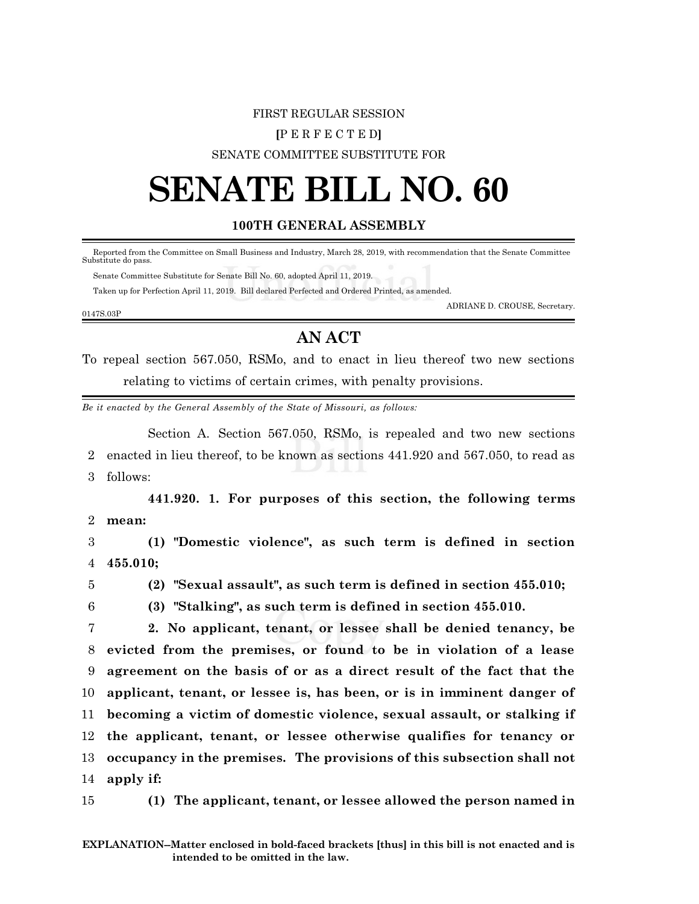FIRST REGULAR SESSION

**[**P E R F E C T E D**]**

SENATE COMMITTEE SUBSTITUTE FOR

# SENATE BILL NO. 60

## 100TH GENERAL ASSEMBLY

Reported from the Committee on Small Business and Industry, March 28, 2019, with recommendation that the Senate Committee Substitute do pass.

Senate Committee Substitute for Senate Bill No. 60, adopted April 11, 2019.

Taken up for Perfection April 11, 2019. Bill declared Perfected and Ordered Printed, as amended.

ADRIANE D. CROUSE, Secretary.

0147S.03P

## AN ACT

To repeal section 567.050, RSMo, and to enact in lieu thereof two new sections relating to victims of certain crimes, with penalty provisions.

*Be it enacted by the General Assembly of the State of Missouri, as follows:*

Section A. Section 567.050, RSMo, is repealed and two new sections enacted in lieu thereof, to be known as sections 441.920 and 567.050, to read as follows:

**441.920. 1. For purposes of this section, the following terms mean:**

**(1) "Domestic violence", as such term is defined in section 455.010;**

**(2) "Sexual assault", as such term is defined in section 455.010;**

**(3) "Stalking", as such term is defined in section 455.010.**

**2. No applicant, tenant, or lessee shall be denied tenancy, be evicted from the premises, or found to be in violation of a lease agreement on the basis of or as a direct result of the fact that the applicant, tenant, or lessee is, has been, or is in imminent danger of becoming a victim of domestic violence, sexual assault, or stalking if the applicant, tenant, or lessee otherwise qualifies for tenancy or occupancy in the premises. The provisions of this subsection shall not apply if:**

**(1) The applicant, tenant, or lessee allowed the person named in**

**EXPLANATION–Matter enclosed in bold-faced brackets [thus] in this bill is not enacted and is intended to be omitted in the law.**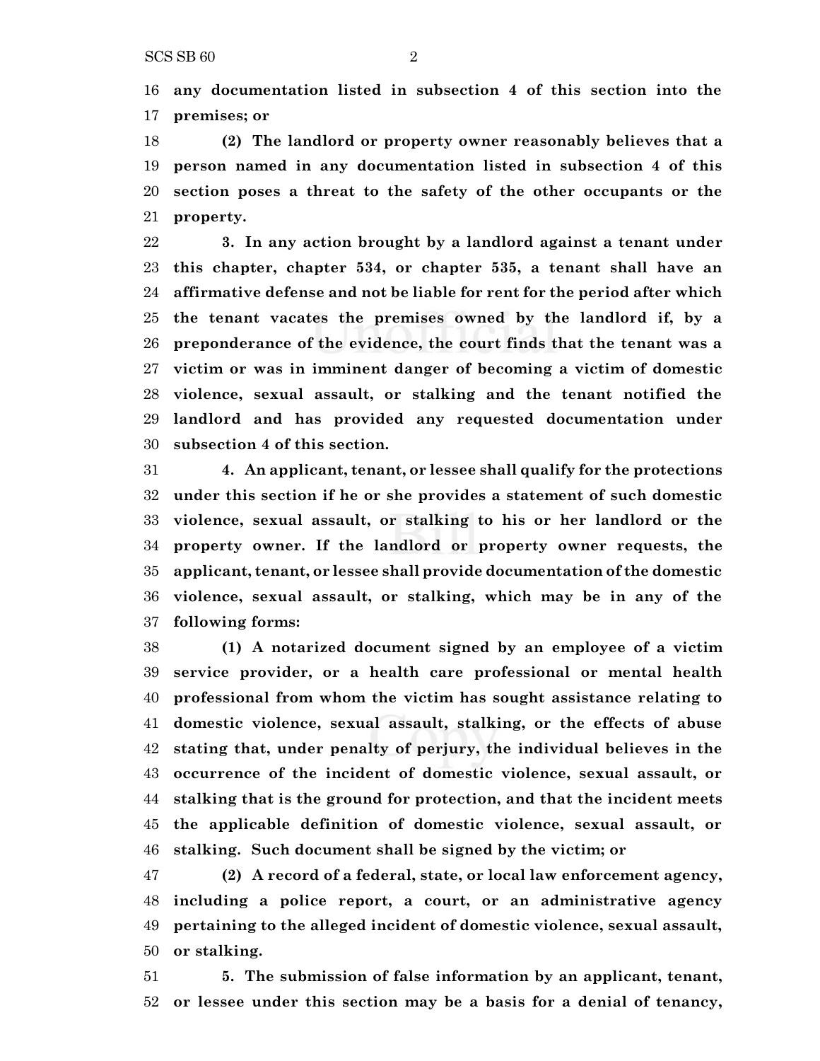**any documentation listed in subsection 4 of this section into the premises; or**

**(2) The landlord or property owner reasonably believes that a person named in any documentation listed in subsection 4 of this section poses a threat to the safety of the other occupants or the property.**

**3. In any action brought by a landlord against a tenant under this chapter, chapter 534, or chapter 535, a tenant shall have an affirmative defense and not be liable for rent for the period after which the tenant vacates the premises owned by the landlord if, by a preponderance of the evidence, the court finds that the tenant was a victim or was in imminent danger of becoming a victim of domestic violence, sexual assault, or stalking and the tenant notified the landlord and has provided any requested documentation under subsection 4 of this section.**

**4. An applicant, tenant, or lessee shall qualify for the protections under this section if he or she provides a statement of such domestic violence, sexual assault, or stalking to his or her landlord or the property owner. If the landlord or property owner requests, the applicant, tenant, or lessee shall provide documentation of the domestic violence, sexual assault, or stalking, which may be in any of the following forms:**

**(1) A notarized document signed by an employee of a victim service provider, or a health care professional or mental health professional from whom the victim has sought assistance relating to domestic violence, sexual assault, stalking, or the effects of abuse stating that, under penalty of perjury, the individual believes in the occurrence of the incident of domestic violence, sexual assault, or stalking that is the ground for protection, and that the incident meets the applicable definition of domestic violence, sexual assault, or stalking. Such document shall be signed by the victim; or**

**(2) A record of a federal, state, or local law enforcement agency, including a police report, a court, or an administrative agency pertaining to the alleged incident of domestic violence, sexual assault, or stalking.**

**5. The submission of false information by an applicant, tenant, or lessee under this section may be a basis for a denial of tenancy,**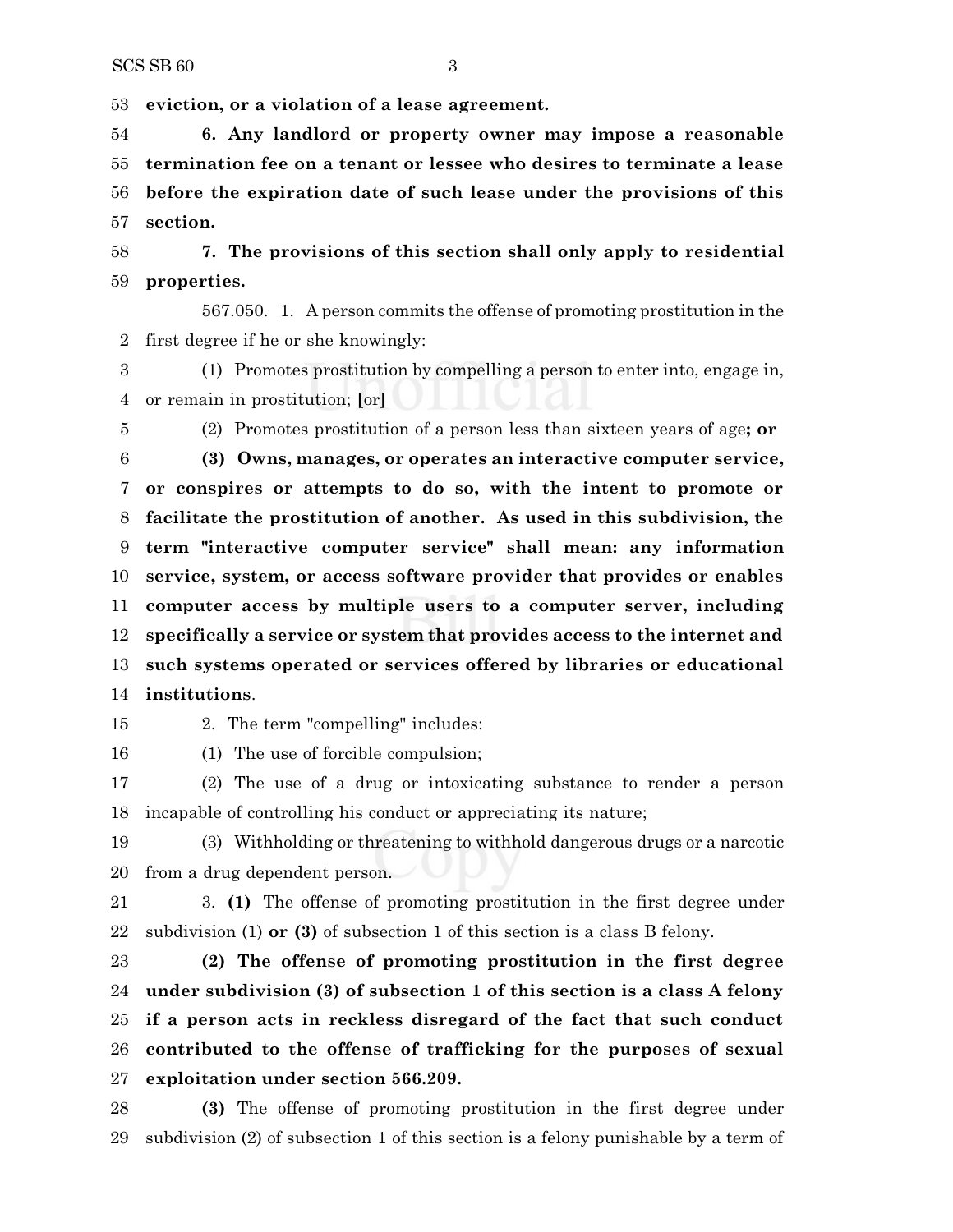**eviction, or a violation of a lease agreement.**

**6. Any landlord or property owner may impose a reasonable termination fee on a tenant or lessee who desires to terminate a lease before the expiration date of such lease under the provisions of this section.**

**7. The provisions of this section shall only apply to residential properties.**

567.050. 1. A person commits the offense of promoting prostitution in the first degree if he or she knowingly:

(1) Promotes prostitution by compelling a person to enter into, engage in, or remain in prostitution; **[**or**]**

(2) Promotes prostitution of a person less than sixteen years of age**; or**

**(3) Owns, manages, or operates an interactive computer service, or conspires or attempts to do so, with the intent to promote or facilitate the prostitution of another. As used in this subdivision, the term "interactive computer service" shall mean: any information service, system, or access software provider that provides or enables computer access by multiple users to a computer server, including specifically a service or system that provides access to the internet and such systems operated or services offered by libraries or educational institutions**.

2. The term "compelling" includes:

(1) The use of forcible compulsion;

(2) The use of a drug or intoxicating substance to render a person incapable of controlling his conduct or appreciating its nature;

(3) Withholding or threatening to withhold dangerous drugs or a narcotic from a drug dependent person.

3. **(1)** The offense of promoting prostitution in the first degree under subdivision (1) **or (3)** of subsection 1 of this section is a class B felony.

**(2) The offense of promoting prostitution in the first degree under subdivision (3) of subsection 1 of this section is a class A felony if a person acts in reckless disregard of the fact that such conduct contributed to the offense of trafficking for the purposes of sexual exploitation under section 566.209.**

**(3)** The offense of promoting prostitution in the first degree under subdivision (2) of subsection 1 of this section is a felony punishable by a term of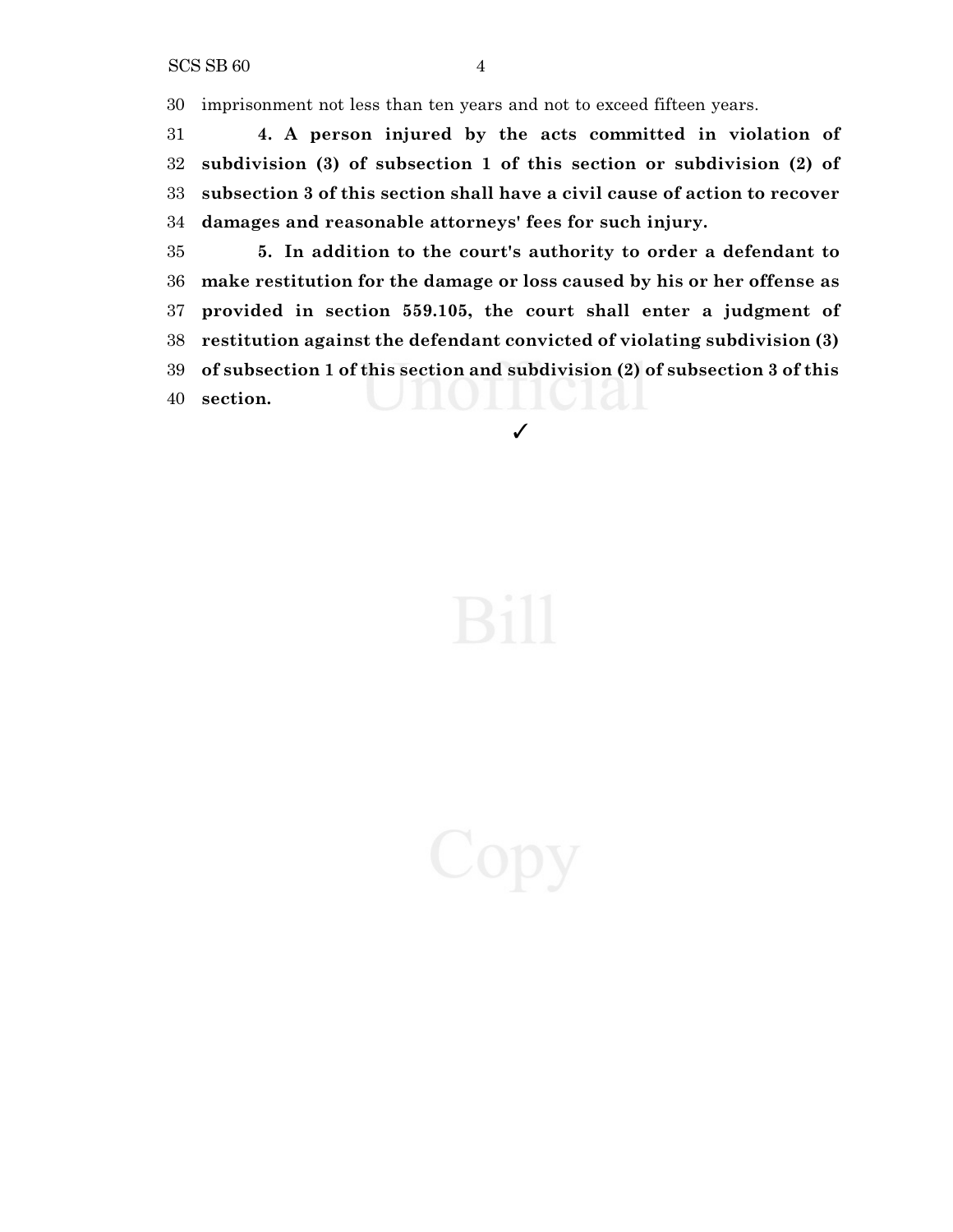imprisonment not less than ten years and not to exceed fifteen years.

**4. A person injured by the acts committed in violation of subdivision (3) of subsection 1 of this section or subdivision (2) of subsection 3 of this section shall have a civil cause of action to recover damages and reasonable attorneys' fees for such injury.**

**5. In addition to the court's authority to order a defendant to make restitution for the damage or loss caused by his or her offense as provided in section 559.105, the court shall enter a judgment of restitution against the defendant convicted of violating subdivision (3) of subsection 1 of this section and subdivision (2) of subsection 3 of this section.**

✓